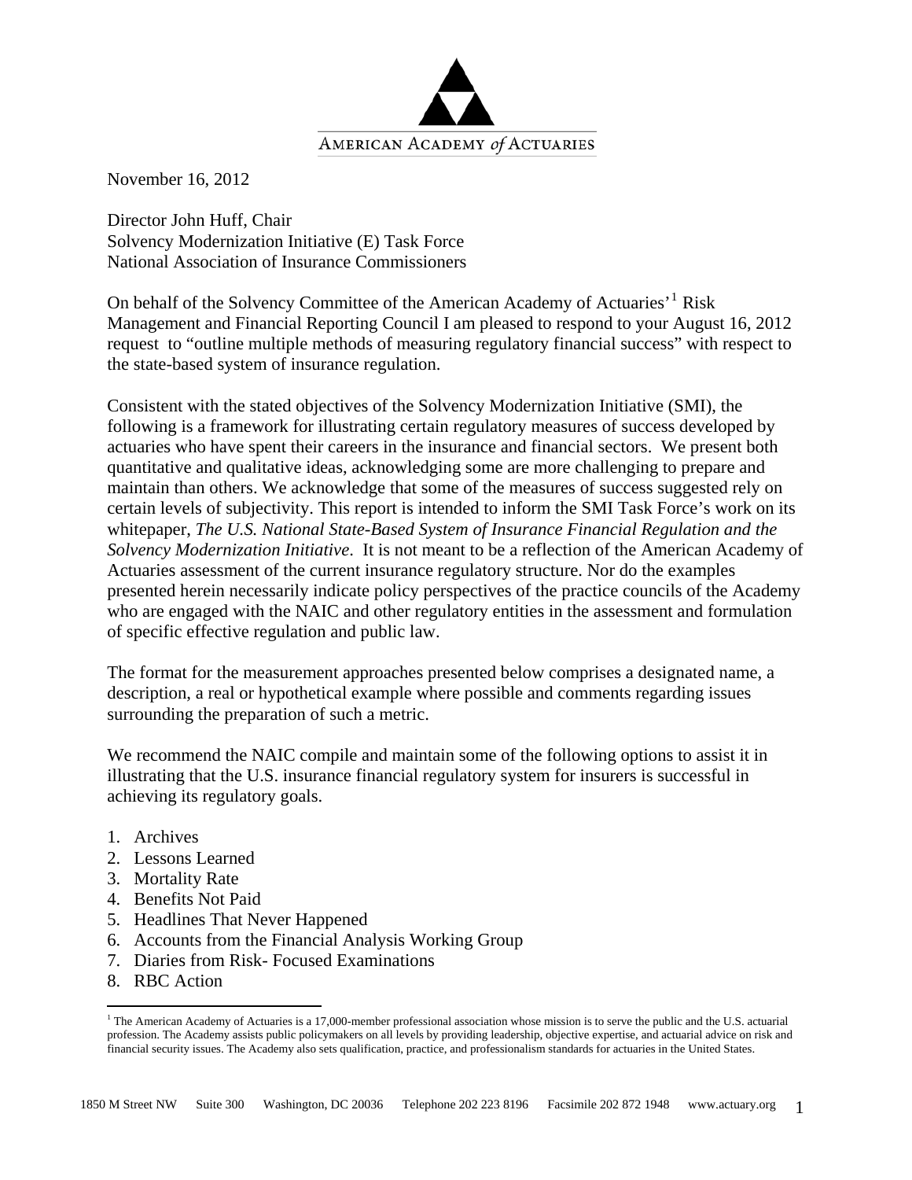AMERICAN ACADEMY *of* ACTUARIES

November 16, 2012

Director John Huff, Chair
Solvency Modernization Initiative (E) Task Force
National Association of Insurance Commissioners

On behalf of the Solvency Committee of the American Academy of Actuaries'[1] Risk Management and Financial Reporting Council I am pleased to respond to your August 16, 2012 request to "outline multiple methods of measuring regulatory financial success" with respect to the state-based system of insurance regulation.

Consistent with the stated objectives of the Solvency Modernization Initiative (SMI), the following is a framework for illustrating certain regulatory measures of success developed by actuaries who have spent their careers in the insurance and financial sectors. We present both quantitative and qualitative ideas, acknowledging some are more challenging to prepare and maintain than others. We acknowledge that some of the measures of success suggested rely on certain levels of subjectivity. This report is intended to inform the SMI Task Force's work on its whitepaper, *The U.S. National State-Based System of Insurance Financial Regulation and the Solvency Modernization Initiative*. It is not meant to be a reflection of the American Academy of Actuaries assessment of the current insurance regulatory structure. Nor do the examples presented herein necessarily indicate policy perspectives of the practice councils of the Academy who are engaged with the NAIC and other regulatory entities in the assessment and formulation of specific effective regulation and public law.

The format for the measurement approaches presented below comprises a designated name, a description, a real or hypothetical example where possible and comments regarding issues surrounding the preparation of such a metric.

We recommend the NAIC compile and maintain some of the following options to assist it in illustrating that the U.S. insurance financial regulatory system for insurers is successful in achieving its regulatory goals.

1. Archives
2. Lessons Learned
3. Mortality Rate
4. Benefits Not Paid
5. Headlines That Never Happened
6. Accounts from the Financial Analysis Working Group
7. Diaries from Risk- Focused Examinations
8. RBC Action

[1] The American Academy of Actuaries is a 17,000-member professional association whose mission is to serve the public and the U.S. actuarial profession. The Academy assists public policymakers on all levels by providing leadership, objective expertise, and actuarial advice on risk and financial security issues. The Academy also sets qualification, practice, and professionalism standards for actuaries in the United States.

1850 M Street NW Suite 300 Washington, DC 20036 Telephone 202 223 8196 Facsimile 202 872 1948 www.actuary.org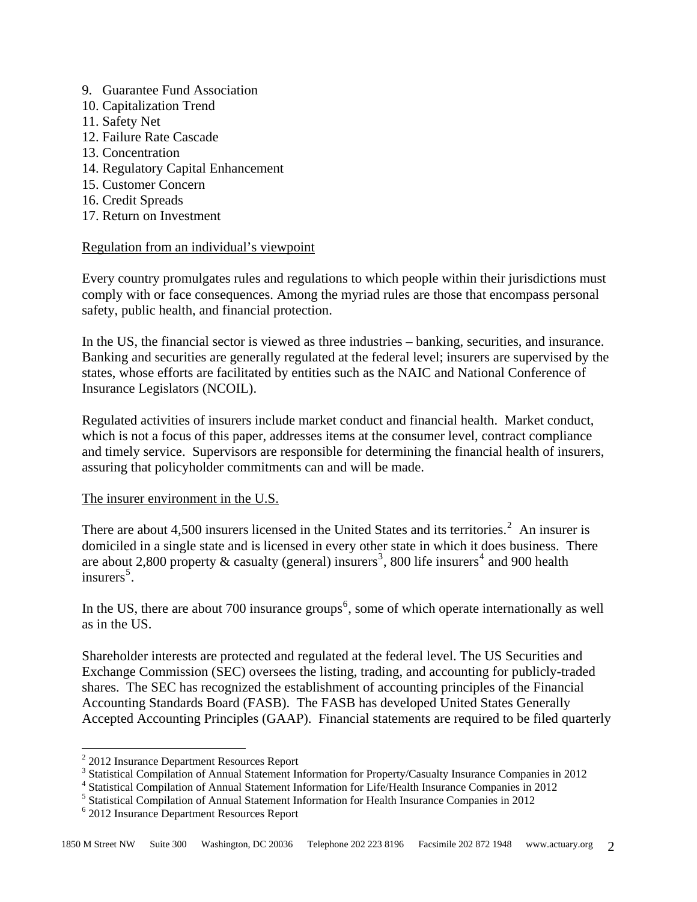9. Guarantee Fund Association
10. Capitalization Trend
11. Safety Net
12. Failure Rate Cascade
13. Concentration
14. Regulatory Capital Enhancement
15. Customer Concern
16. Credit Spreads
17. Return on Investment

Regulation from an individual's viewpoint

Every country promulgates rules and regulations to which people within their jurisdictions must comply with or face consequences. Among the myriad rules are those that encompass personal safety, public health, and financial protection.

In the US, the financial sector is viewed as three industries – banking, securities, and insurance. Banking and securities are generally regulated at the federal level; insurers are supervised by the states, whose efforts are facilitated by entities such as the NAIC and National Conference of Insurance Legislators (NCOIL).

Regulated activities of insurers include market conduct and financial health. Market conduct, which is not a focus of this paper, addresses items at the consumer level, contract compliance and timely service. Supervisors are responsible for determining the financial health of insurers, assuring that policyholder commitments can and will be made.

The insurer environment in the U.S.

There are about 4,500 insurers licensed in the United States and its territories.[2] An insurer is domiciled in a single state and is licensed in every other state in which it does business. There are about 2,800 property & casualty (general) insurers[3], 800 life insurers[4] and 900 health insurers[5].

In the US, there are about 700 insurance groups[6], some of which operate internationally as well as in the US.

Shareholder interests are protected and regulated at the federal level. The US Securities and Exchange Commission (SEC) oversees the listing, trading, and accounting for publicly-traded shares. The SEC has recognized the establishment of accounting principles of the Financial Accounting Standards Board (FASB). The FASB has developed United States Generally Accepted Accounting Principles (GAAP). Financial statements are required to be filed quarterly

[2] 2012 Insurance Department Resources Report
[3] Statistical Compilation of Annual Statement Information for Property/Casualty Insurance Companies in 2012
[4] Statistical Compilation of Annual Statement Information for Life/Health Insurance Companies in 2012
[5] Statistical Compilation of Annual Statement Information for Health Insurance Companies in 2012
[6] 2012 Insurance Department Resources Report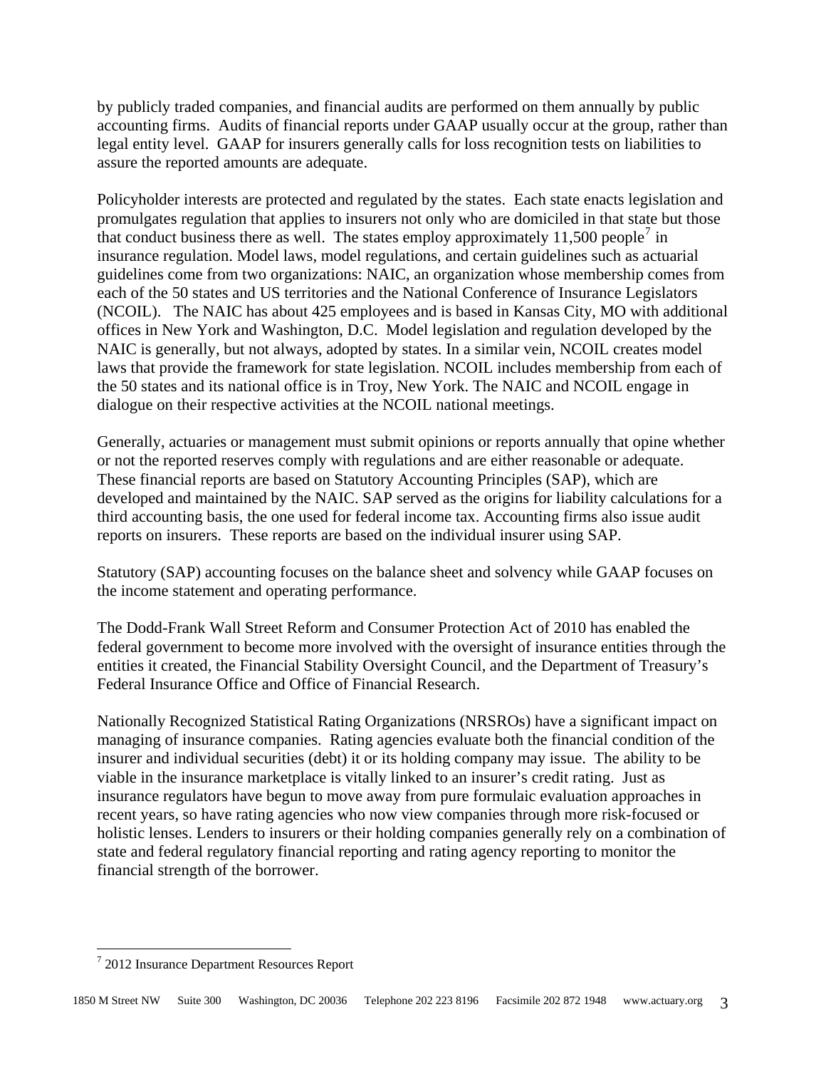by publicly traded companies, and financial audits are performed on them annually by public accounting firms. Audits of financial reports under GAAP usually occur at the group, rather than legal entity level. GAAP for insurers generally calls for loss recognition tests on liabilities to assure the reported amounts are adequate.

Policyholder interests are protected and regulated by the states. Each state enacts legislation and promulgates regulation that applies to insurers not only who are domiciled in that state but those that conduct business there as well. The states employ approximately 11,500 people[7] in insurance regulation. Model laws, model regulations, and certain guidelines such as actuarial guidelines come from two organizations: NAIC, an organization whose membership comes from each of the 50 states and US territories and the National Conference of Insurance Legislators (NCOIL). The NAIC has about 425 employees and is based in Kansas City, MO with additional offices in New York and Washington, D.C. Model legislation and regulation developed by the NAIC is generally, but not always, adopted by states. In a similar vein, NCOIL creates model laws that provide the framework for state legislation. NCOIL includes membership from each of the 50 states and its national office is in Troy, New York. The NAIC and NCOIL engage in dialogue on their respective activities at the NCOIL national meetings.

Generally, actuaries or management must submit opinions or reports annually that opine whether or not the reported reserves comply with regulations and are either reasonable or adequate. These financial reports are based on Statutory Accounting Principles (SAP), which are developed and maintained by the NAIC. SAP served as the origins for liability calculations for a third accounting basis, the one used for federal income tax. Accounting firms also issue audit reports on insurers. These reports are based on the individual insurer using SAP.

Statutory (SAP) accounting focuses on the balance sheet and solvency while GAAP focuses on the income statement and operating performance.

The Dodd-Frank Wall Street Reform and Consumer Protection Act of 2010 has enabled the federal government to become more involved with the oversight of insurance entities through the entities it created, the Financial Stability Oversight Council, and the Department of Treasury's Federal Insurance Office and Office of Financial Research.

Nationally Recognized Statistical Rating Organizations (NRSROs) have a significant impact on managing of insurance companies. Rating agencies evaluate both the financial condition of the insurer and individual securities (debt) it or its holding company may issue. The ability to be viable in the insurance marketplace is vitally linked to an insurer's credit rating. Just as insurance regulators have begun to move away from pure formulaic evaluation approaches in recent years, so have rating agencies who now view companies through more risk-focused or holistic lenses. Lenders to insurers or their holding companies generally rely on a combination of state and federal regulatory financial reporting and rating agency reporting to monitor the financial strength of the borrower.

[7] 2012 Insurance Department Resources Report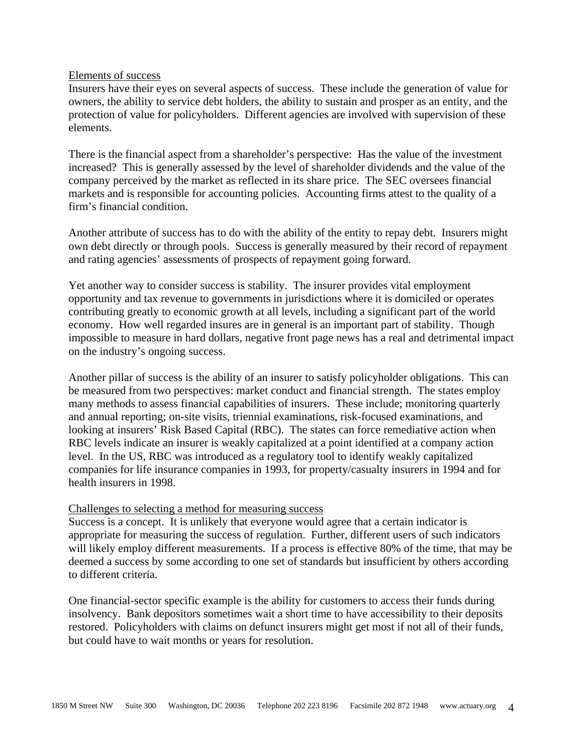Elements of success

Insurers have their eyes on several aspects of success. These include the generation of value for owners, the ability to service debt holders, the ability to sustain and prosper as an entity, and the protection of value for policyholders. Different agencies are involved with supervision of these elements.

There is the financial aspect from a shareholder's perspective: Has the value of the investment increased? This is generally assessed by the level of shareholder dividends and the value of the company perceived by the market as reflected in its share price. The SEC oversees financial markets and is responsible for accounting policies. Accounting firms attest to the quality of a firm's financial condition.

Another attribute of success has to do with the ability of the entity to repay debt. Insurers might own debt directly or through pools. Success is generally measured by their record of repayment and rating agencies' assessments of prospects of repayment going forward.

Yet another way to consider success is stability. The insurer provides vital employment opportunity and tax revenue to governments in jurisdictions where it is domiciled or operates contributing greatly to economic growth at all levels, including a significant part of the world economy. How well regarded insures are in general is an important part of stability. Though impossible to measure in hard dollars, negative front page news has a real and detrimental impact on the industry's ongoing success.

Another pillar of success is the ability of an insurer to satisfy policyholder obligations. This can be measured from two perspectives: market conduct and financial strength. The states employ many methods to assess financial capabilities of insurers. These include; monitoring quarterly and annual reporting; on-site visits, triennial examinations, risk-focused examinations, and looking at insurers' Risk Based Capital (RBC). The states can force remediative action when RBC levels indicate an insurer is weakly capitalized at a point identified at a company action level. In the US, RBC was introduced as a regulatory tool to identify weakly capitalized companies for life insurance companies in 1993, for property/casualty insurers in 1994 and for health insurers in 1998.

Challenges to selecting a method for measuring success

Success is a concept. It is unlikely that everyone would agree that a certain indicator is appropriate for measuring the success of regulation. Further, different users of such indicators will likely employ different measurements. If a process is effective 80% of the time, that may be deemed a success by some according to one set of standards but insufficient by others according to different criteria.

One financial-sector specific example is the ability for customers to access their funds during insolvency. Bank depositors sometimes wait a short time to have accessibility to their deposits restored. Policyholders with claims on defunct insurers might get most if not all of their funds, but could have to wait months or years for resolution.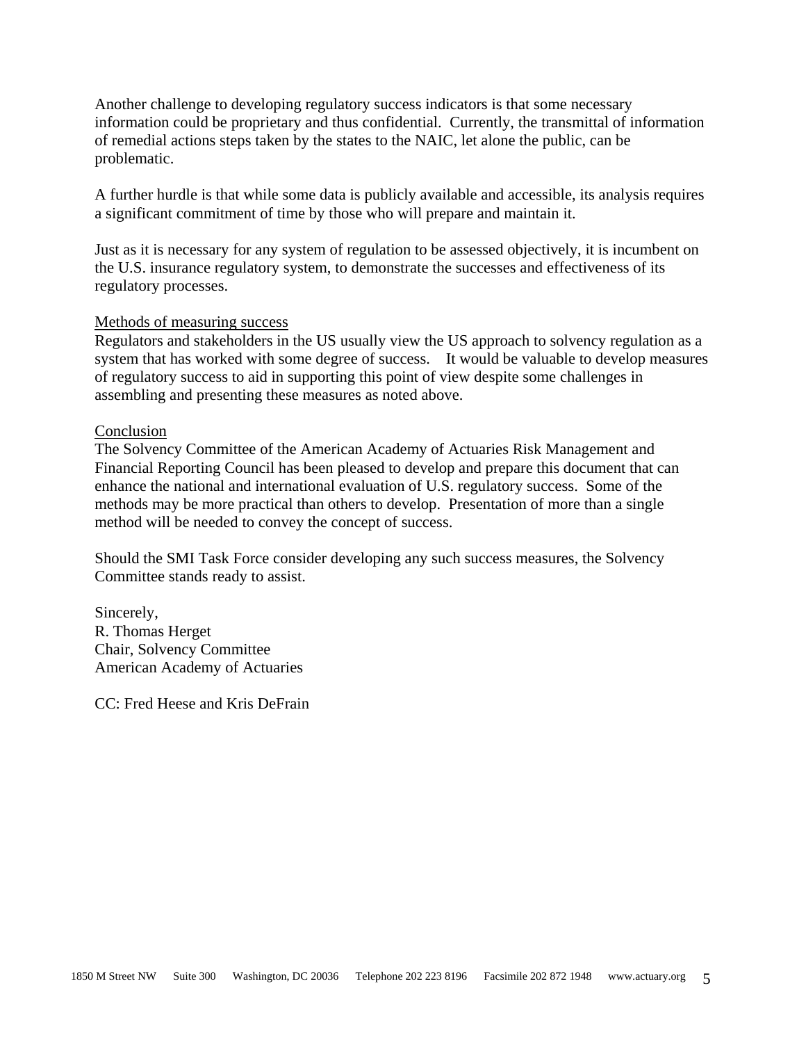Another challenge to developing regulatory success indicators is that some necessary information could be proprietary and thus confidential. Currently, the transmittal of information of remedial actions steps taken by the states to the NAIC, let alone the public, can be problematic.

A further hurdle is that while some data is publicly available and accessible, its analysis requires a significant commitment of time by those who will prepare and maintain it.

Just as it is necessary for any system of regulation to be assessed objectively, it is incumbent on the U.S. insurance regulatory system, to demonstrate the successes and effectiveness of its regulatory processes.

<u>Methods of measuring success</u>

Regulators and stakeholders in the US usually view the US approach to solvency regulation as a system that has worked with some degree of success. It would be valuable to develop measures of regulatory success to aid in supporting this point of view despite some challenges in assembling and presenting these measures as noted above.

<u>Conclusion</u>

The Solvency Committee of the American Academy of Actuaries Risk Management and Financial Reporting Council has been pleased to develop and prepare this document that can enhance the national and international evaluation of U.S. regulatory success. Some of the methods may be more practical than others to develop. Presentation of more than a single method will be needed to convey the concept of success.

Should the SMI Task Force consider developing any such success measures, the Solvency Committee stands ready to assist.

Sincerely,
R. Thomas Herget
Chair, Solvency Committee
American Academy of Actuaries

CC: Fred Heese and Kris DeFrain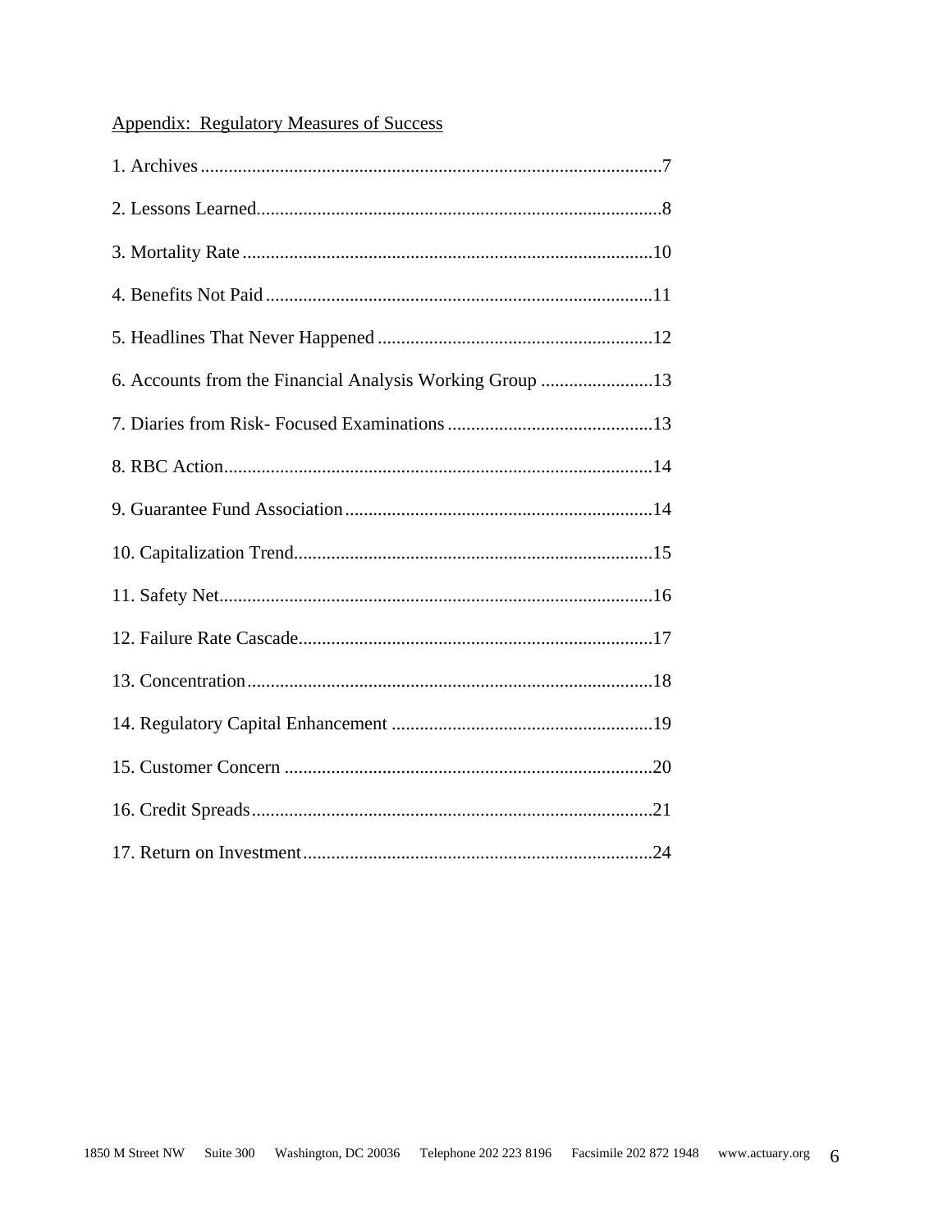Appendix: Regulatory Measures of Success

1. Archives.................................................................................................7

2. Lessons Learned.....................................................................................8

3. Mortality Rate.......................................................................................10

4. Benefits Not Paid..................................................................................11

5. Headlines That Never Happened ..........................................................12

6. Accounts from the Financial Analysis Working Group ........................13

7. Diaries from Risk- Focused Examinations ............................................13

8. RBC Action...........................................................................................14

9. Guarantee Fund Association.................................................................14

10. Capitalization Trend............................................................................15

11. Safety Net............................................................................................16

12. Failure Rate Cascade...........................................................................17

13. Concentration......................................................................................18

14. Regulatory Capital Enhancement .......................................................19

15. Customer Concern ..............................................................................20

16. Credit Spreads.....................................................................................21

17. Return on Investment..........................................................................24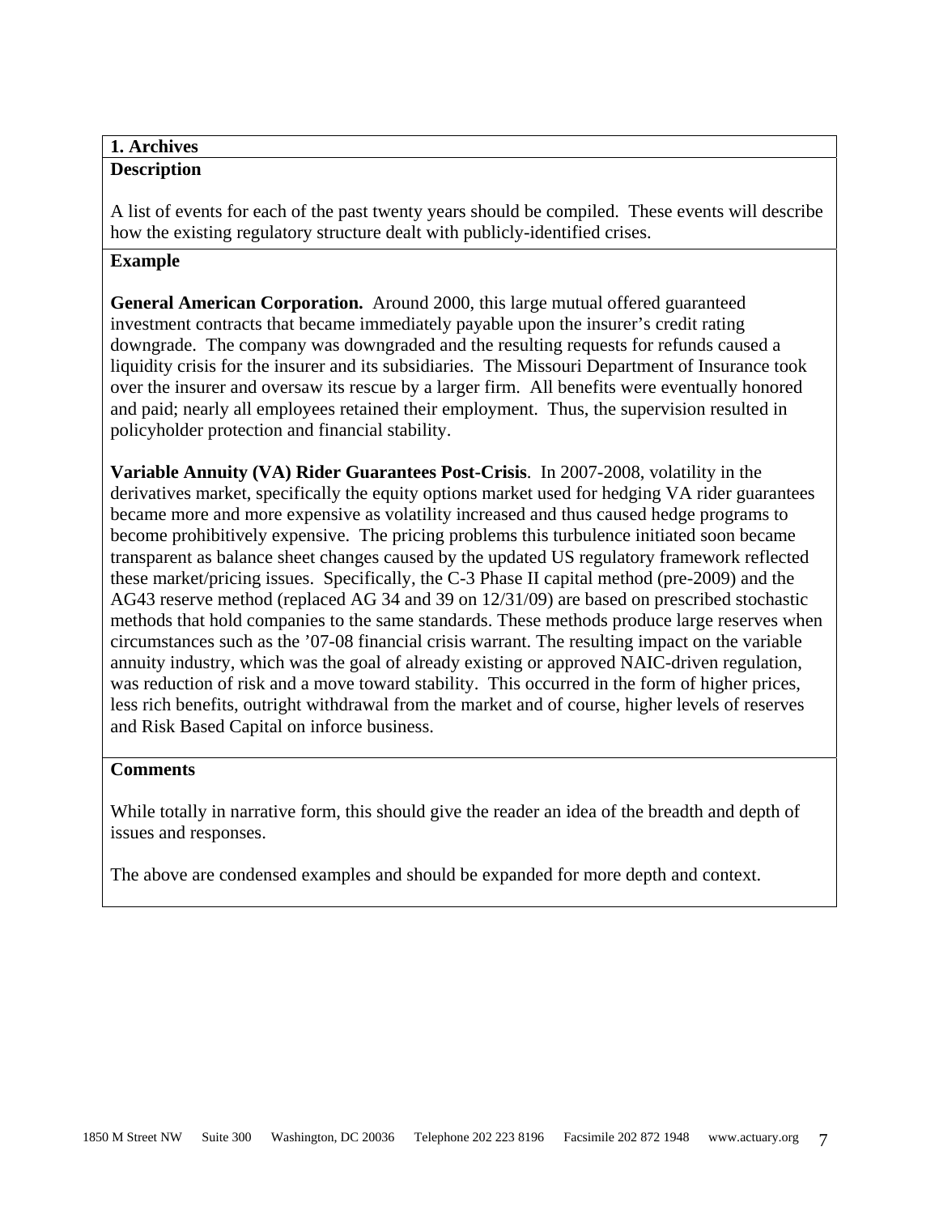**1. Archives**

**Description**

A list of events for each of the past twenty years should be compiled. These events will describe how the existing regulatory structure dealt with publicly-identified crises.

**Example**

**General American Corporation.** Around 2000, this large mutual offered guaranteed investment contracts that became immediately payable upon the insurer's credit rating downgrade. The company was downgraded and the resulting requests for refunds caused a liquidity crisis for the insurer and its subsidiaries. The Missouri Department of Insurance took over the insurer and oversaw its rescue by a larger firm. All benefits were eventually honored and paid; nearly all employees retained their employment. Thus, the supervision resulted in policyholder protection and financial stability.

**Variable Annuity (VA) Rider Guarantees Post-Crisis**. In 2007-2008, volatility in the derivatives market, specifically the equity options market used for hedging VA rider guarantees became more and more expensive as volatility increased and thus caused hedge programs to become prohibitively expensive. The pricing problems this turbulence initiated soon became transparent as balance sheet changes caused by the updated US regulatory framework reflected these market/pricing issues. Specifically, the C-3 Phase II capital method (pre-2009) and the AG43 reserve method (replaced AG 34 and 39 on 12/31/09) are based on prescribed stochastic methods that hold companies to the same standards. These methods produce large reserves when circumstances such as the '07-08 financial crisis warrant. The resulting impact on the variable annuity industry, which was the goal of already existing or approved NAIC-driven regulation, was reduction of risk and a move toward stability. This occurred in the form of higher prices, less rich benefits, outright withdrawal from the market and of course, higher levels of reserves and Risk Based Capital on inforce business.

**Comments**

While totally in narrative form, this should give the reader an idea of the breadth and depth of issues and responses.

The above are condensed examples and should be expanded for more depth and context.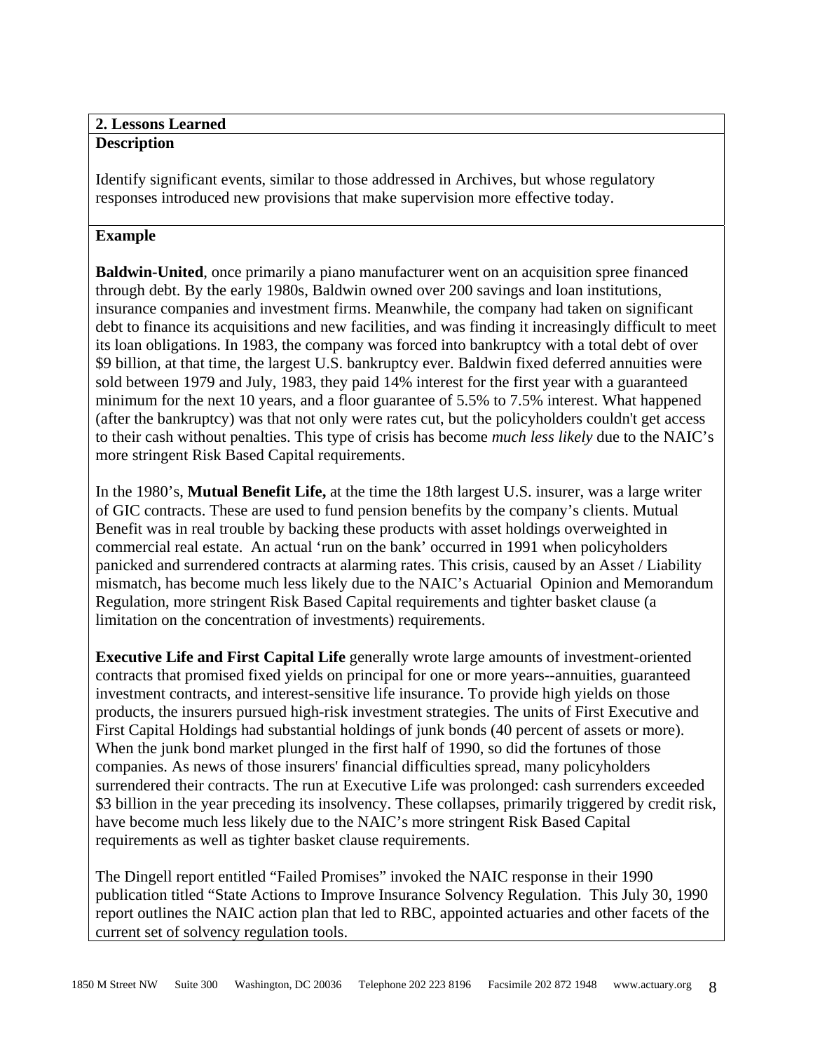**2. Lessons Learned**

**Description**

Identify significant events, similar to those addressed in Archives, but whose regulatory responses introduced new provisions that make supervision more effective today.

**Example**

**Baldwin-United**, once primarily a piano manufacturer went on an acquisition spree financed through debt. By the early 1980s, Baldwin owned over 200 savings and loan institutions, insurance companies and investment firms. Meanwhile, the company had taken on significant debt to finance its acquisitions and new facilities, and was finding it increasingly difficult to meet its loan obligations. In 1983, the company was forced into bankruptcy with a total debt of over \$9 billion, at that time, the largest U.S. bankruptcy ever. Baldwin fixed deferred annuities were sold between 1979 and July, 1983, they paid 14% interest for the first year with a guaranteed minimum for the next 10 years, and a floor guarantee of 5.5% to 7.5% interest. What happened (after the bankruptcy) was that not only were rates cut, but the policyholders couldn't get access to their cash without penalties. This type of crisis has become *much less likely* due to the NAIC's more stringent Risk Based Capital requirements.

In the 1980's, **Mutual Benefit Life,** at the time the 18th largest U.S. insurer, was a large writer of GIC contracts. These are used to fund pension benefits by the company's clients. Mutual Benefit was in real trouble by backing these products with asset holdings overweighted in commercial real estate. An actual 'run on the bank' occurred in 1991 when policyholders panicked and surrendered contracts at alarming rates. This crisis, caused by an Asset / Liability mismatch, has become much less likely due to the NAIC's Actuarial Opinion and Memorandum Regulation, more stringent Risk Based Capital requirements and tighter basket clause (a limitation on the concentration of investments) requirements.

**Executive Life and First Capital Life** generally wrote large amounts of investment-oriented contracts that promised fixed yields on principal for one or more years--annuities, guaranteed investment contracts, and interest-sensitive life insurance. To provide high yields on those products, the insurers pursued high-risk investment strategies. The units of First Executive and First Capital Holdings had substantial holdings of junk bonds (40 percent of assets or more). When the junk bond market plunged in the first half of 1990, so did the fortunes of those companies. As news of those insurers' financial difficulties spread, many policyholders surrendered their contracts. The run at Executive Life was prolonged: cash surrenders exceeded \$3 billion in the year preceding its insolvency. These collapses, primarily triggered by credit risk, have become much less likely due to the NAIC's more stringent Risk Based Capital requirements as well as tighter basket clause requirements.

The Dingell report entitled "Failed Promises" invoked the NAIC response in their 1990 publication titled "State Actions to Improve Insurance Solvency Regulation. This July 30, 1990 report outlines the NAIC action plan that led to RBC, appointed actuaries and other facets of the current set of solvency regulation tools.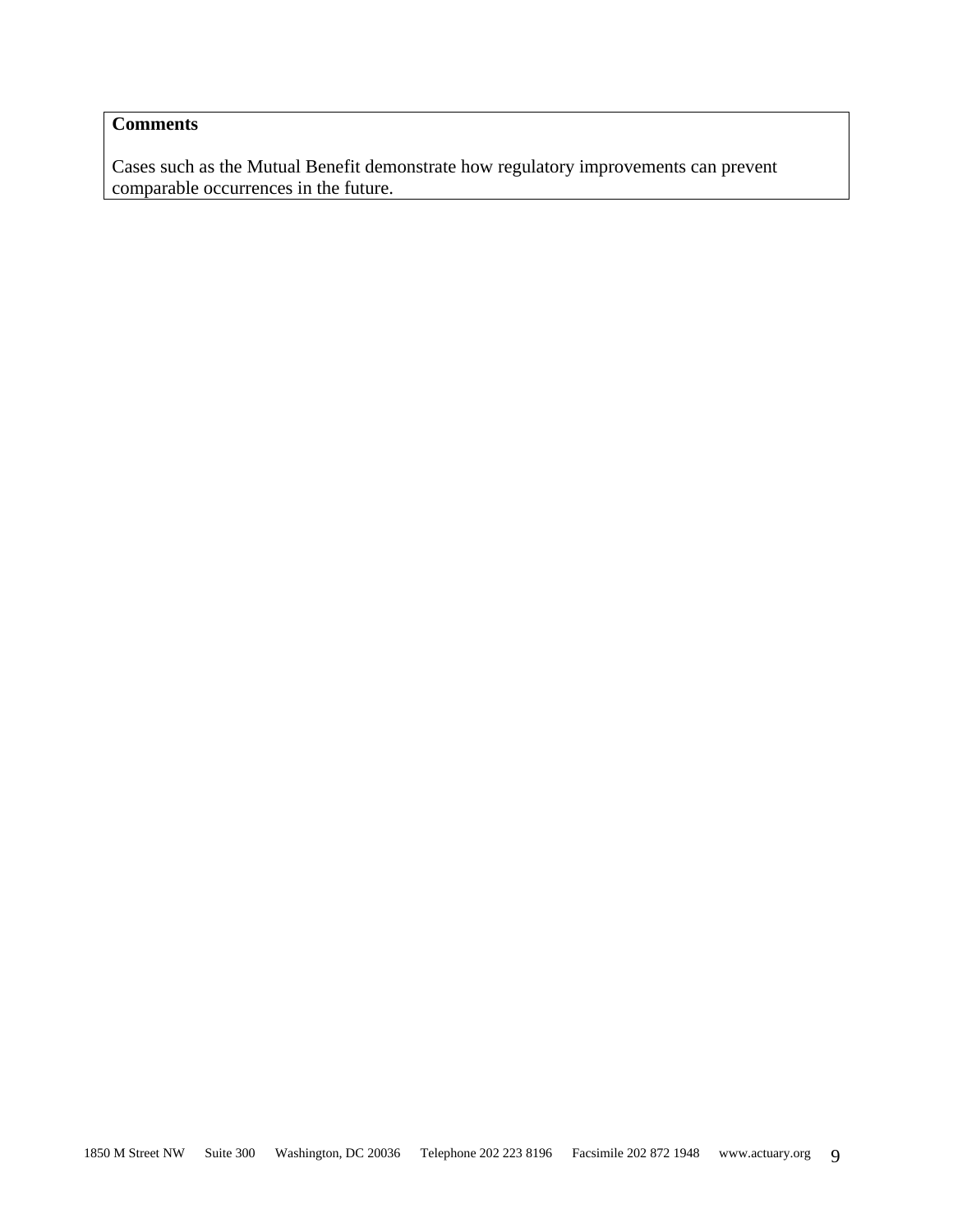**Comments**

Cases such as the Mutual Benefit demonstrate how regulatory improvements can prevent comparable occurrences in the future.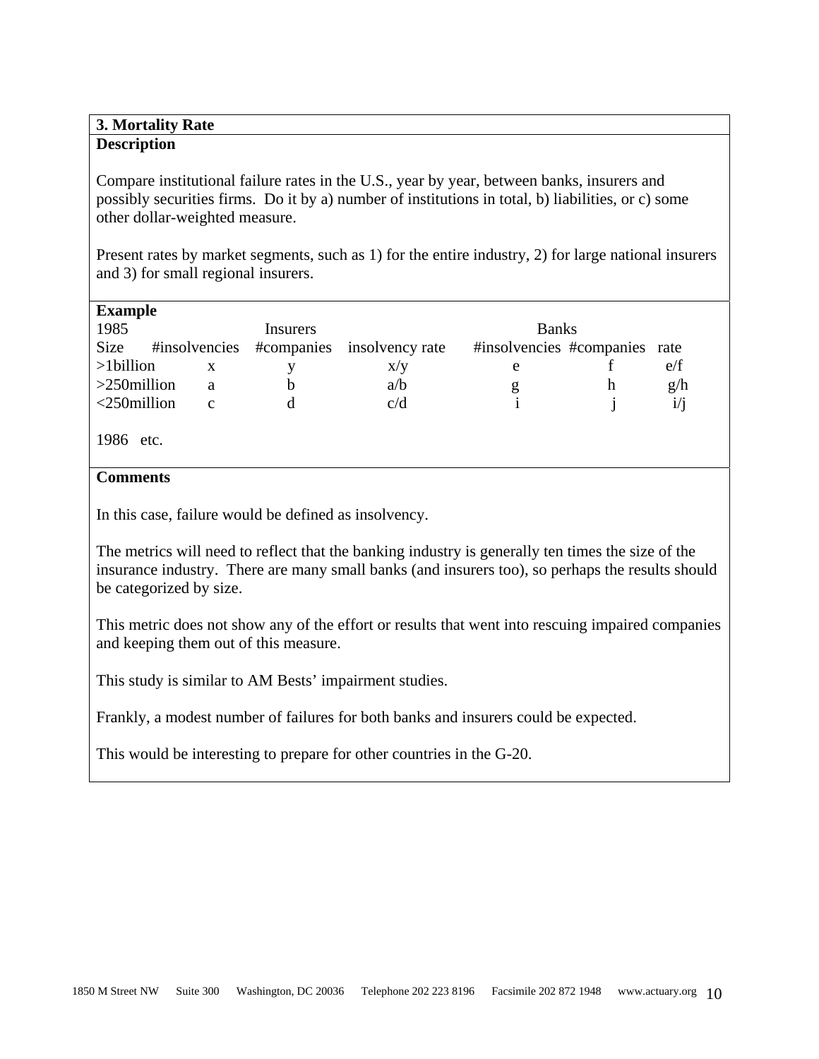**3. Mortality Rate**

**Description**

Compare institutional failure rates in the U.S., year by year, between banks, insurers and possibly securities firms. Do it by a) number of institutions in total, b) liabilities, or c) some other dollar-weighted measure.

Present rates by market segments, such as 1) for the entire industry, 2) for large national insurers and 3) for small regional insurers.

**Example**

| 1985 | Insurers | | | Banks | | |
|---|---|---|---|---|---|---|
| Size | #insolvencies | #companies | insolvency rate | #insolvencies | #companies | rate |
| >1billion | x | y | x/y | e | f | e/f |
| >250million | a | b | a/b | g | h | g/h |
| <250million | c | d | c/d | i | j | i/j |

1986 etc.

**Comments**

In this case, failure would be defined as insolvency.

The metrics will need to reflect that the banking industry is generally ten times the size of the insurance industry. There are many small banks (and insurers too), so perhaps the results should be categorized by size.

This metric does not show any of the effort or results that went into rescuing impaired companies and keeping them out of this measure.

This study is similar to AM Bests' impairment studies.

Frankly, a modest number of failures for both banks and insurers could be expected.

This would be interesting to prepare for other countries in the G-20.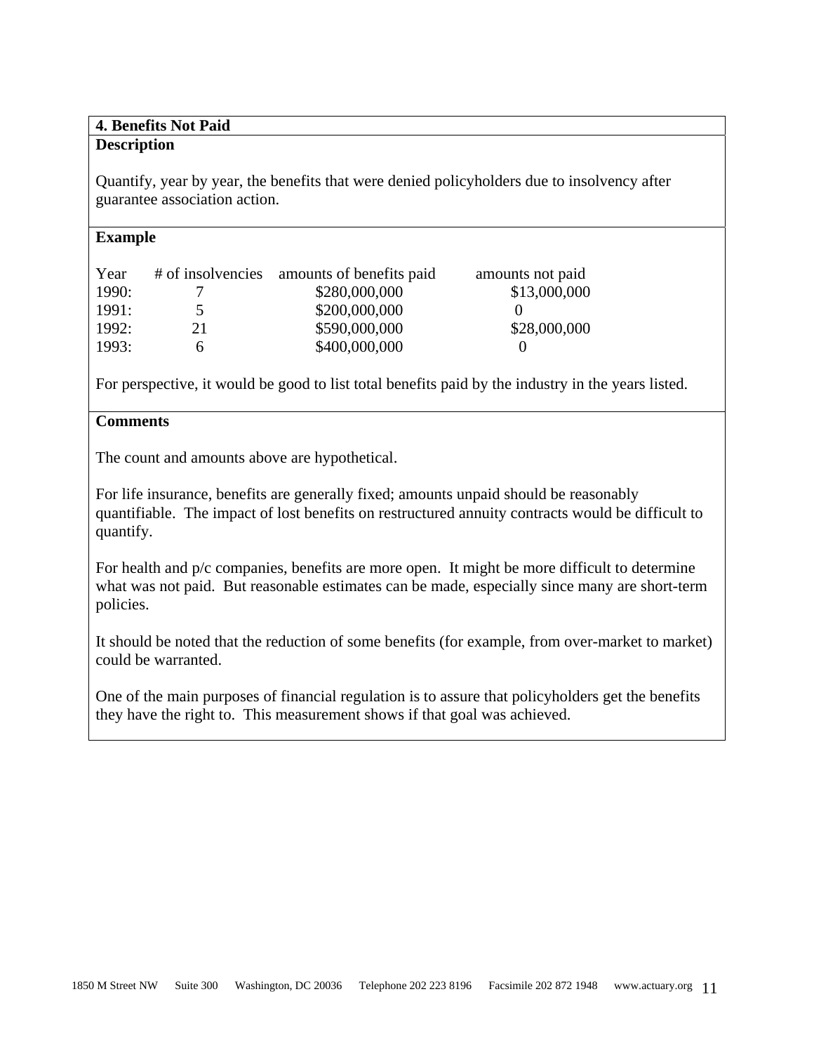### 4. Benefits Not Paid

**Description**

Quantify, year by year, the benefits that were denied policyholders due to insolvency after guarantee association action.

**Example**

| Year | # of insolvencies | amounts of benefits paid | amounts not paid |
|---|---|---|---|
| 1990: | 7 | $280,000,000 | $13,000,000 |
| 1991: | 5 | $200,000,000 | 0 |
| 1992: | 21 | $590,000,000 | $28,000,000 |
| 1993: | 6 | $400,000,000 | 0 |

For perspective, it would be good to list total benefits paid by the industry in the years listed.

**Comments**

The count and amounts above are hypothetical.

For life insurance, benefits are generally fixed; amounts unpaid should be reasonably quantifiable. The impact of lost benefits on restructured annuity contracts would be difficult to quantify.

For health and p/c companies, benefits are more open. It might be more difficult to determine what was not paid. But reasonable estimates can be made, especially since many are short-term policies.

It should be noted that the reduction of some benefits (for example, from over-market to market) could be warranted.

One of the main purposes of financial regulation is to assure that policyholders get the benefits they have the right to. This measurement shows if that goal was achieved.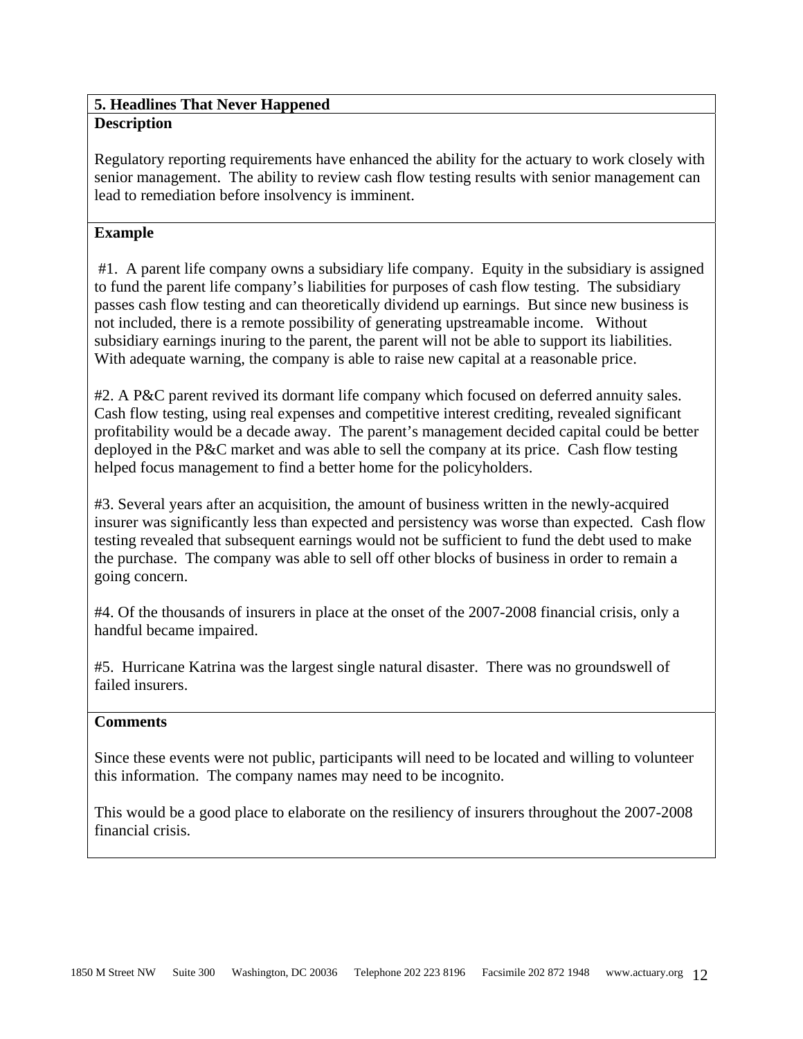**5. Headlines That Never Happened**

**Description**

Regulatory reporting requirements have enhanced the ability for the actuary to work closely with senior management. The ability to review cash flow testing results with senior management can lead to remediation before insolvency is imminent.

**Example**

#1. A parent life company owns a subsidiary life company. Equity in the subsidiary is assigned to fund the parent life company's liabilities for purposes of cash flow testing. The subsidiary passes cash flow testing and can theoretically dividend up earnings. But since new business is not included, there is a remote possibility of generating upstreamable income. Without subsidiary earnings inuring to the parent, the parent will not be able to support its liabilities. With adequate warning, the company is able to raise new capital at a reasonable price.

#2. A P&C parent revived its dormant life company which focused on deferred annuity sales. Cash flow testing, using real expenses and competitive interest crediting, revealed significant profitability would be a decade away. The parent's management decided capital could be better deployed in the P&C market and was able to sell the company at its price. Cash flow testing helped focus management to find a better home for the policyholders.

#3. Several years after an acquisition, the amount of business written in the newly-acquired insurer was significantly less than expected and persistency was worse than expected. Cash flow testing revealed that subsequent earnings would not be sufficient to fund the debt used to make the purchase. The company was able to sell off other blocks of business in order to remain a going concern.

#4. Of the thousands of insurers in place at the onset of the 2007-2008 financial crisis, only a handful became impaired.

#5. Hurricane Katrina was the largest single natural disaster. There was no groundswell of failed insurers.

**Comments**

Since these events were not public, participants will need to be located and willing to volunteer this information. The company names may need to be incognito.

This would be a good place to elaborate on the resiliency of insurers throughout the 2007-2008 financial crisis.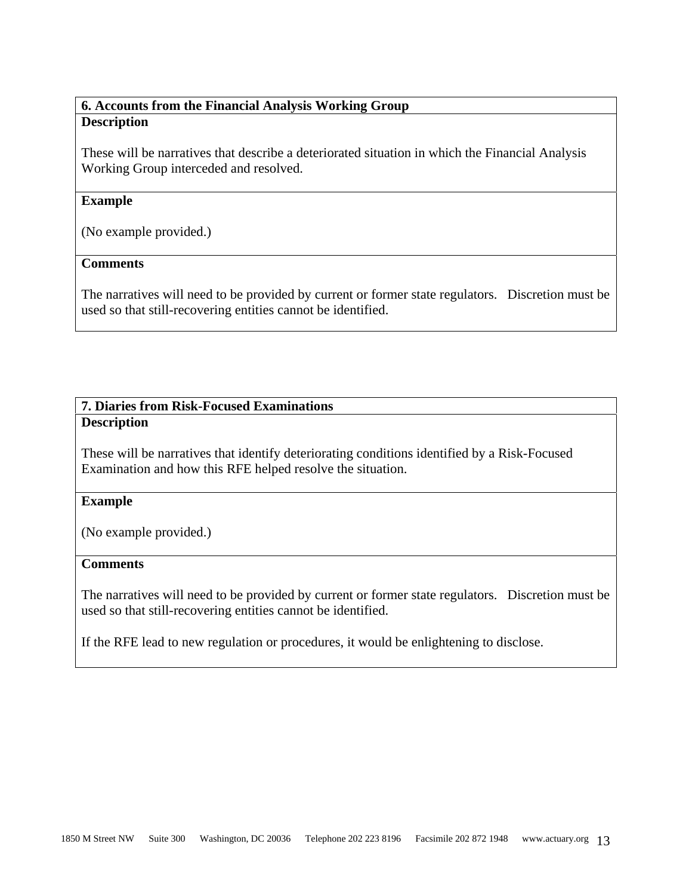| **6. Accounts from the Financial Analysis Working Group** |
| --- |
| **Description**<br><br>These will be narratives that describe a deteriorated situation in which the Financial Analysis Working Group interceded and resolved. |
| **Example**<br><br>(No example provided.) |
| **Comments**<br><br>The narratives will need to be provided by current or former state regulators. Discretion must be used so that still-recovering entities cannot be identified. |

| **7. Diaries from Risk-Focused Examinations** |
| --- |
| **Description**<br><br>These will be narratives that identify deteriorating conditions identified by a Risk-Focused Examination and how this RFE helped resolve the situation. |
| **Example**<br><br>(No example provided.) |
| **Comments**<br><br>The narratives will need to be provided by current or former state regulators. Discretion must be used so that still-recovering entities cannot be identified.<br><br>If the RFE lead to new regulation or procedures, it would be enlightening to disclose. |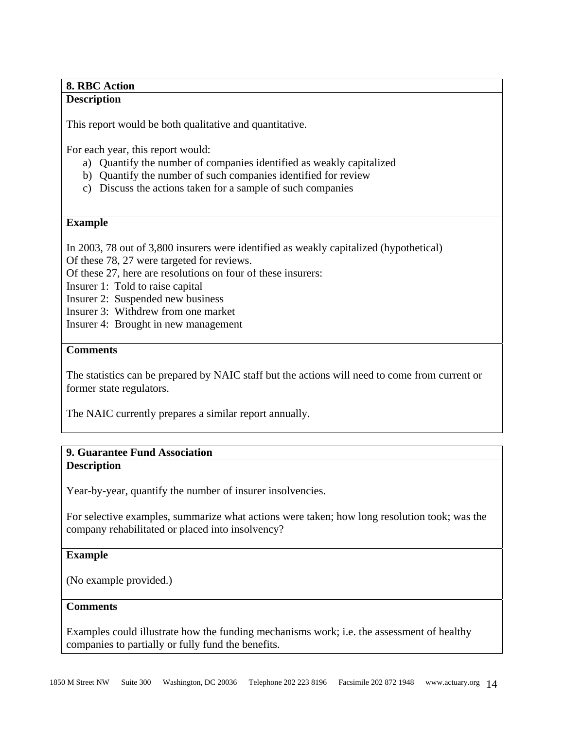## 8. RBC Action

**Description**

This report would be both qualitative and quantitative.

For each year, this report would:

a) Quantify the number of companies identified as weakly capitalized
b) Quantify the number of such companies identified for review
c) Discuss the actions taken for a sample of such companies

**Example**

In 2003, 78 out of 3,800 insurers were identified as weakly capitalized (hypothetical)
Of these 78, 27 were targeted for reviews.
Of these 27, here are resolutions on four of these insurers:
Insurer 1: Told to raise capital
Insurer 2: Suspended new business
Insurer 3: Withdrew from one market
Insurer 4: Brought in new management

**Comments**

The statistics can be prepared by NAIC staff but the actions will need to come from current or former state regulators.

The NAIC currently prepares a similar report annually.

## 9. Guarantee Fund Association

**Description**

Year-by-year, quantify the number of insurer insolvencies.

For selective examples, summarize what actions were taken; how long resolution took; was the company rehabilitated or placed into insolvency?

**Example**

(No example provided.)

**Comments**

Examples could illustrate how the funding mechanisms work; i.e. the assessment of healthy companies to partially or fully fund the benefits.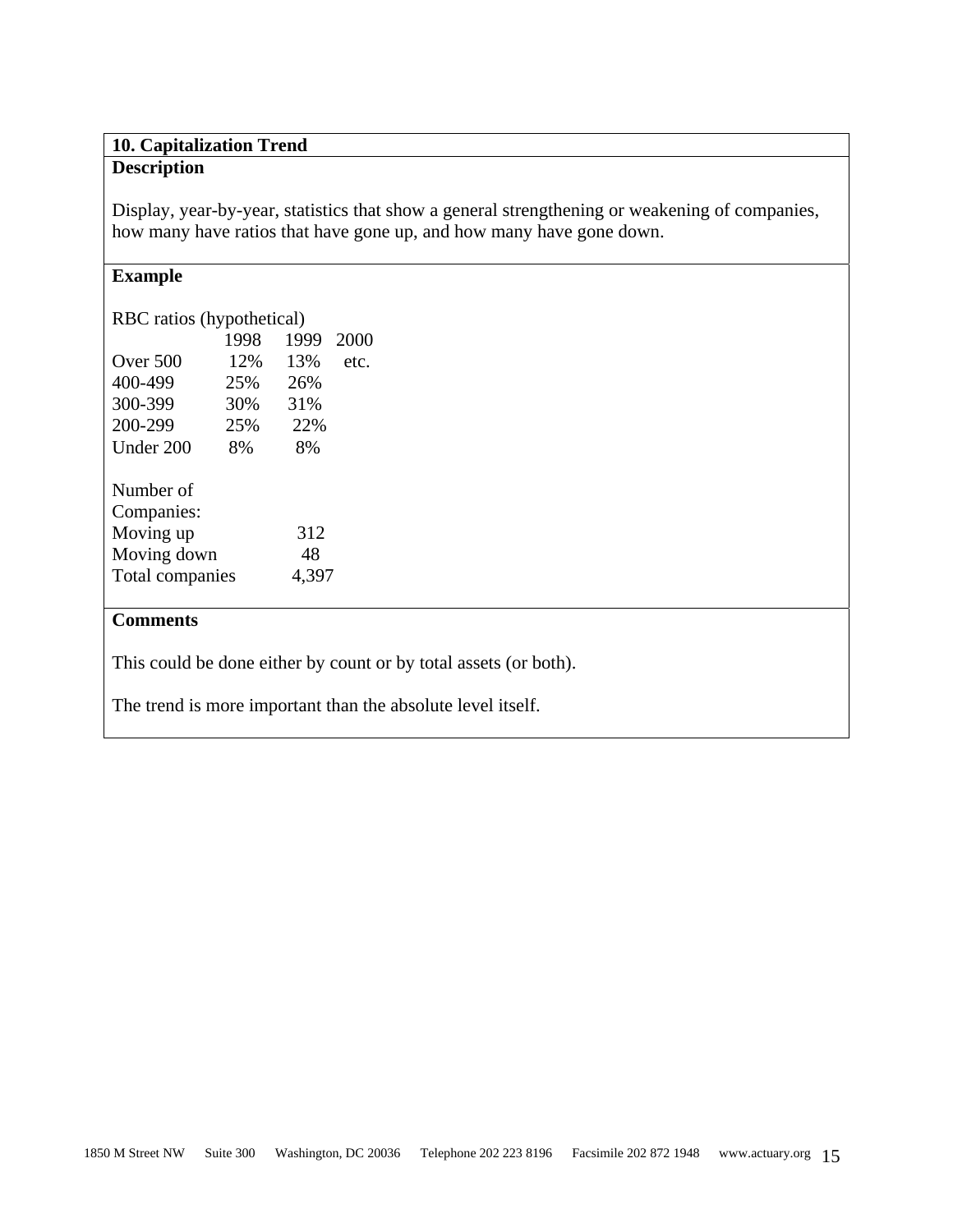## 10. Capitalization Trend

### Description

Display, year-by-year, statistics that show a general strengthening or weakening of companies, how many have ratios that have gone up, and how many have gone down.

### Example

RBC ratios (hypothetical)

| | 1998 | 1999 | 2000 |
|---|---|---|---|
| Over 500 | 12% | 13% | etc. |
| 400-499 | 25% | 26% | |
| 300-399 | 30% | 31% | |
| 200-299 | 25% | 22% | |
| Under 200 | 8% | 8% | |

| Number of Companies: | |
|---|---|
| Moving up | 312 |
| Moving down | 48 |
| Total companies | 4,397 |

### Comments

This could be done either by count or by total assets (or both).

The trend is more important than the absolute level itself.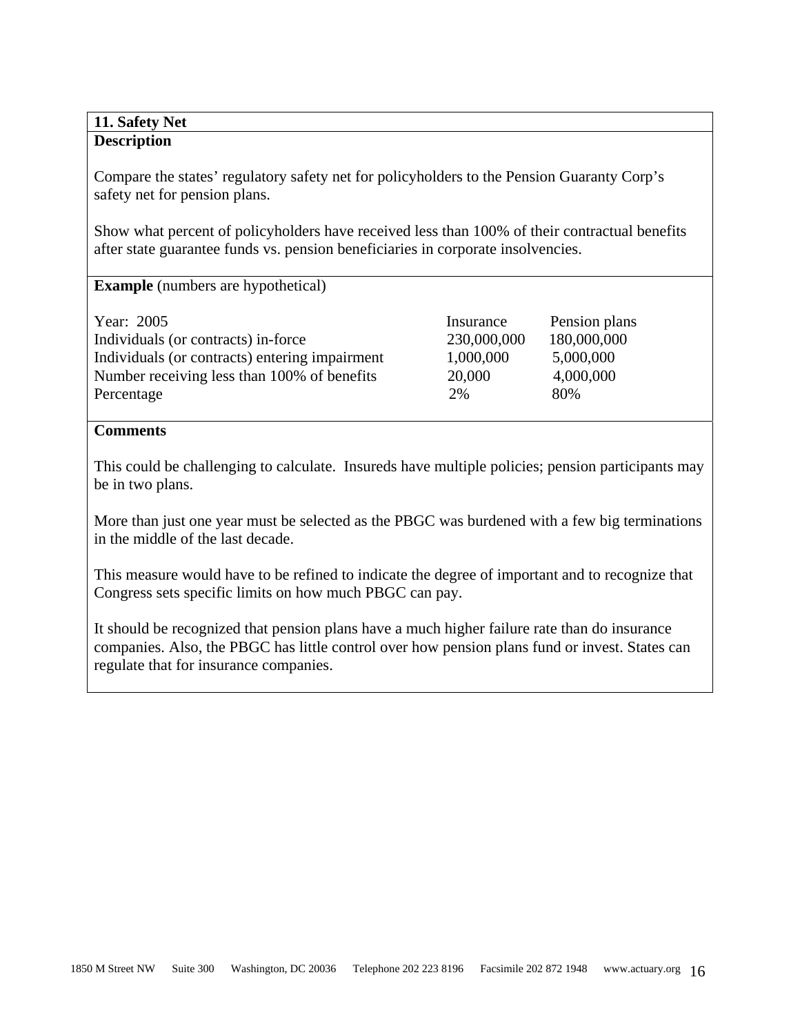## 11. Safety Net

**Description**

Compare the states' regulatory safety net for policyholders to the Pension Guaranty Corp's safety net for pension plans.

Show what percent of policyholders have received less than 100% of their contractual benefits after state guarantee funds vs. pension beneficiaries in corporate insolvencies.

**Example** (numbers are hypothetical)

| Year: 2005 | Insurance | Pension plans |
|---|---|---|
| Individuals (or contracts) in-force | 230,000,000 | 180,000,000 |
| Individuals (or contracts) entering impairment | 1,000,000 | 5,000,000 |
| Number receiving less than 100% of benefits | 20,000 | 4,000,000 |
| Percentage | 2% | 80% |

**Comments**

This could be challenging to calculate. Insureds have multiple policies; pension participants may be in two plans.

More than just one year must be selected as the PBGC was burdened with a few big terminations in the middle of the last decade.

This measure would have to be refined to indicate the degree of important and to recognize that Congress sets specific limits on how much PBGC can pay.

It should be recognized that pension plans have a much higher failure rate than do insurance companies. Also, the PBGC has little control over how pension plans fund or invest. States can regulate that for insurance companies.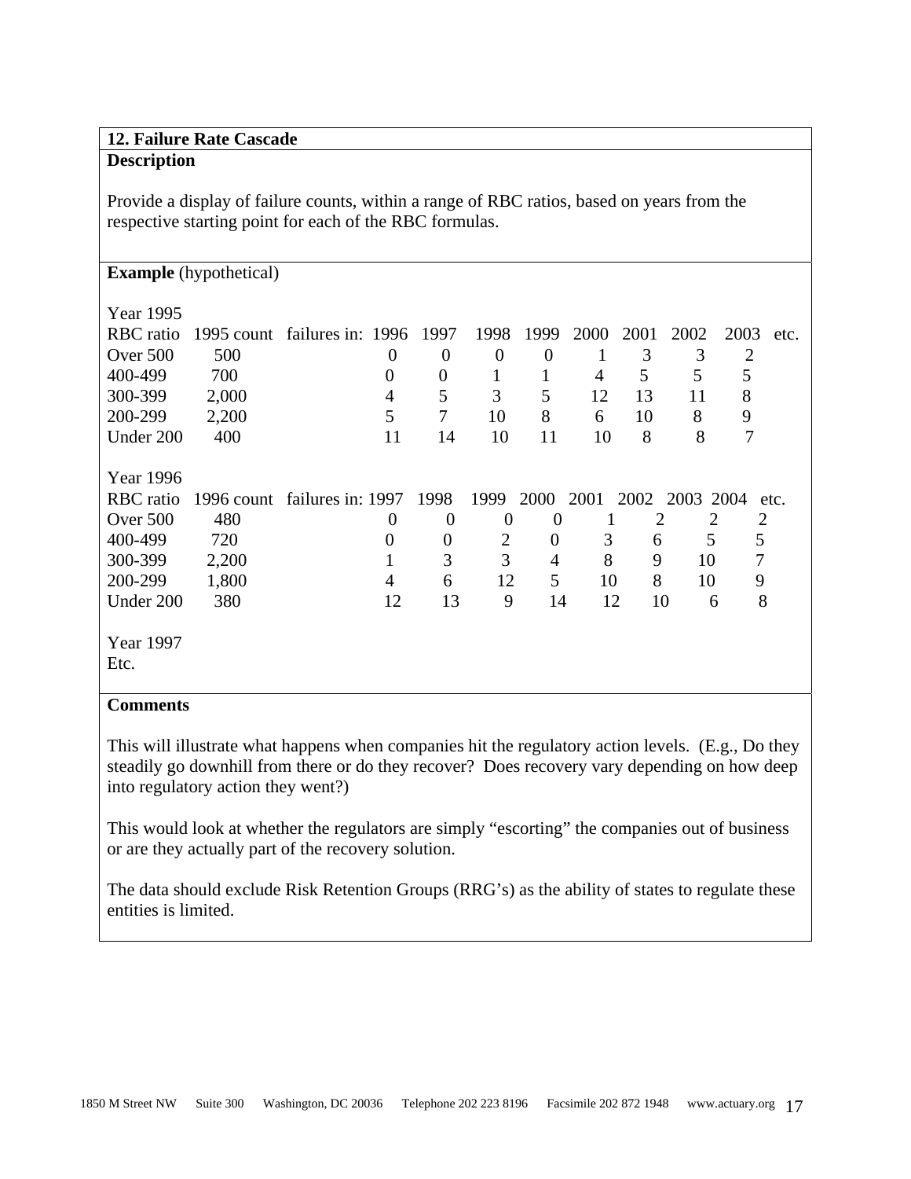**12. Failure Rate Cascade**

**Description**

Provide a display of failure counts, within a range of RBC ratios, based on years from the respective starting point for each of the RBC formulas.

**Example** (hypothetical)

Year 1995

| RBC ratio | 1995 count | failures in: 1996 | 1997 | 1998 | 1999 | 2000 | 2001 | 2002 | 2003 | etc. |
|---|---|---|---|---|---|---|---|---|---|---|
| Over 500 | 500 | 0 | 0 | 0 | 0 | 1 | 3 | 3 | 2 | |
| 400-499 | 700 | 0 | 0 | 1 | 1 | 4 | 5 | 5 | 5 | |
| 300-399 | 2,000 | 4 | 5 | 3 | 5 | 12 | 13 | 11 | 8 | |
| 200-299 | 2,200 | 5 | 7 | 10 | 8 | 6 | 10 | 8 | 9 | |
| Under 200 | 400 | 11 | 14 | 10 | 11 | 10 | 8 | 8 | 7 | |

Year 1996

| RBC ratio | 1996 count | failures in: 1997 | 1998 | 1999 | 2000 | 2001 | 2002 | 2003 | 2004 | etc. |
|---|---|---|---|---|---|---|---|---|---|---|
| Over 500 | 480 | 0 | 0 | 0 | 0 | 1 | 2 | 2 | 2 | |
| 400-499 | 720 | 0 | 0 | 2 | 0 | 3 | 6 | 5 | 5 | |
| 300-399 | 2,200 | 1 | 3 | 3 | 4 | 8 | 9 | 10 | 7 | |
| 200-299 | 1,800 | 4 | 6 | 12 | 5 | 10 | 8 | 10 | 9 | |
| Under 200 | 380 | 12 | 13 | 9 | 14 | 12 | 10 | 6 | 8 | |

Year 1997

Etc.

**Comments**

This will illustrate what happens when companies hit the regulatory action levels. (E.g., Do they steadily go downhill from there or do they recover? Does recovery vary depending on how deep into regulatory action they went?)

This would look at whether the regulators are simply "escorting" the companies out of business or are they actually part of the recovery solution.

The data should exclude Risk Retention Groups (RRG's) as the ability of states to regulate these entities is limited.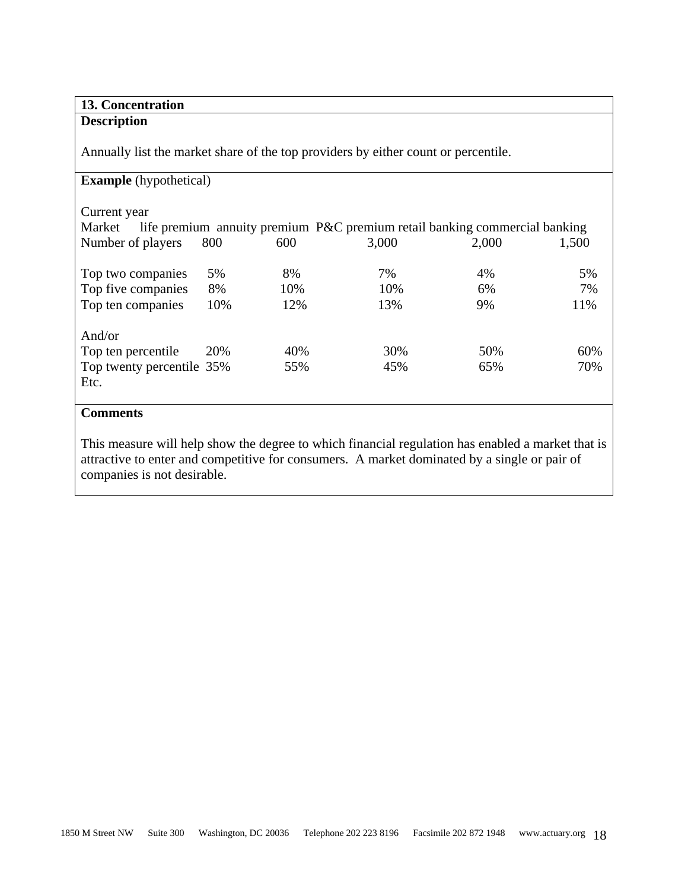## 13. Concentration

### Description

Annually list the market share of the top providers by either count or percentile.

### Example (hypothetical)

Current year

| Market | life premium | annuity premium | P&C premium | retail banking | commercial banking |
|---|---|---|---|---|---|
| Number of players | 800 | 600 | 3,000 | 2,000 | 1,500 |
| | | | | | |
| Top two companies | 5% | 8% | 7% | 4% | 5% |
| Top five companies | 8% | 10% | 10% | 6% | 7% |
| Top ten companies | 10% | 12% | 13% | 9% | 11% |
| | | | | | |
| And/or | | | | | |
| Top ten percentile | 20% | 40% | 30% | 50% | 60% |
| Top twenty percentile | 35% | 55% | 45% | 65% | 70% |
| Etc. | | | | | |

### Comments

This measure will help show the degree to which financial regulation has enabled a market that is attractive to enter and competitive for consumers. A market dominated by a single or pair of companies is not desirable.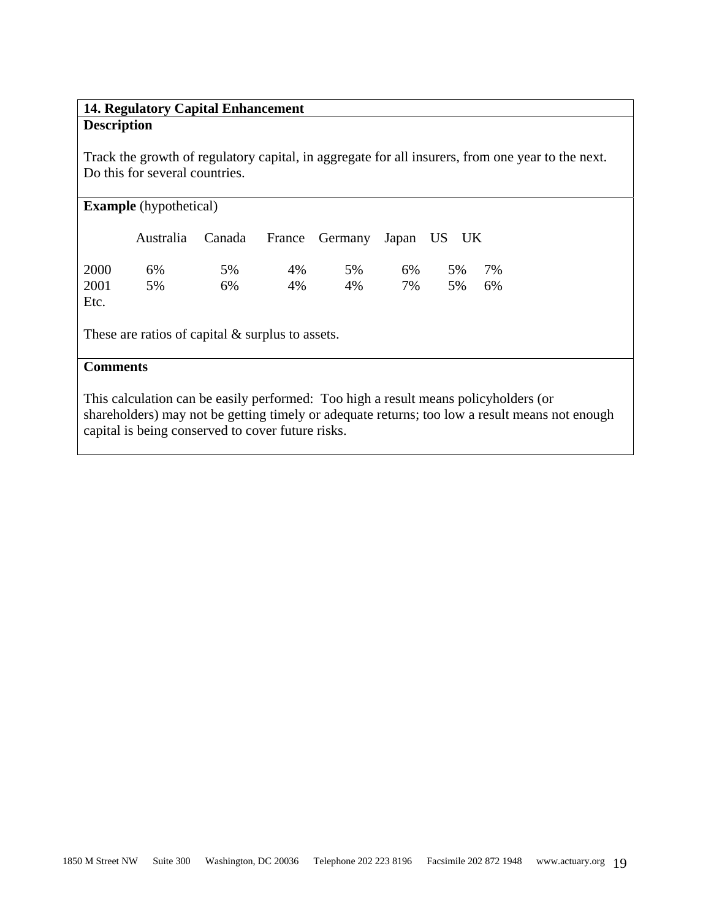**14. Regulatory Capital Enhancement**

**Description**

Track the growth of regulatory capital, in aggregate for all insurers, from one year to the next. Do this for several countries.

**Example** (hypothetical)

| | Australia | Canada | France | Germany | Japan | US | UK |
|---|---|---|---|---|---|---|---|
| 2000 | 6% | 5% | 4% | 5% | 6% | 5% | 7% |
| 2001 | 5% | 6% | 4% | 4% | 7% | 5% | 6% |
| Etc. | | | | | | | |

These are ratios of capital & surplus to assets.

**Comments**

This calculation can be easily performed: Too high a result means policyholders (or shareholders) may not be getting timely or adequate returns; too low a result means not enough capital is being conserved to cover future risks.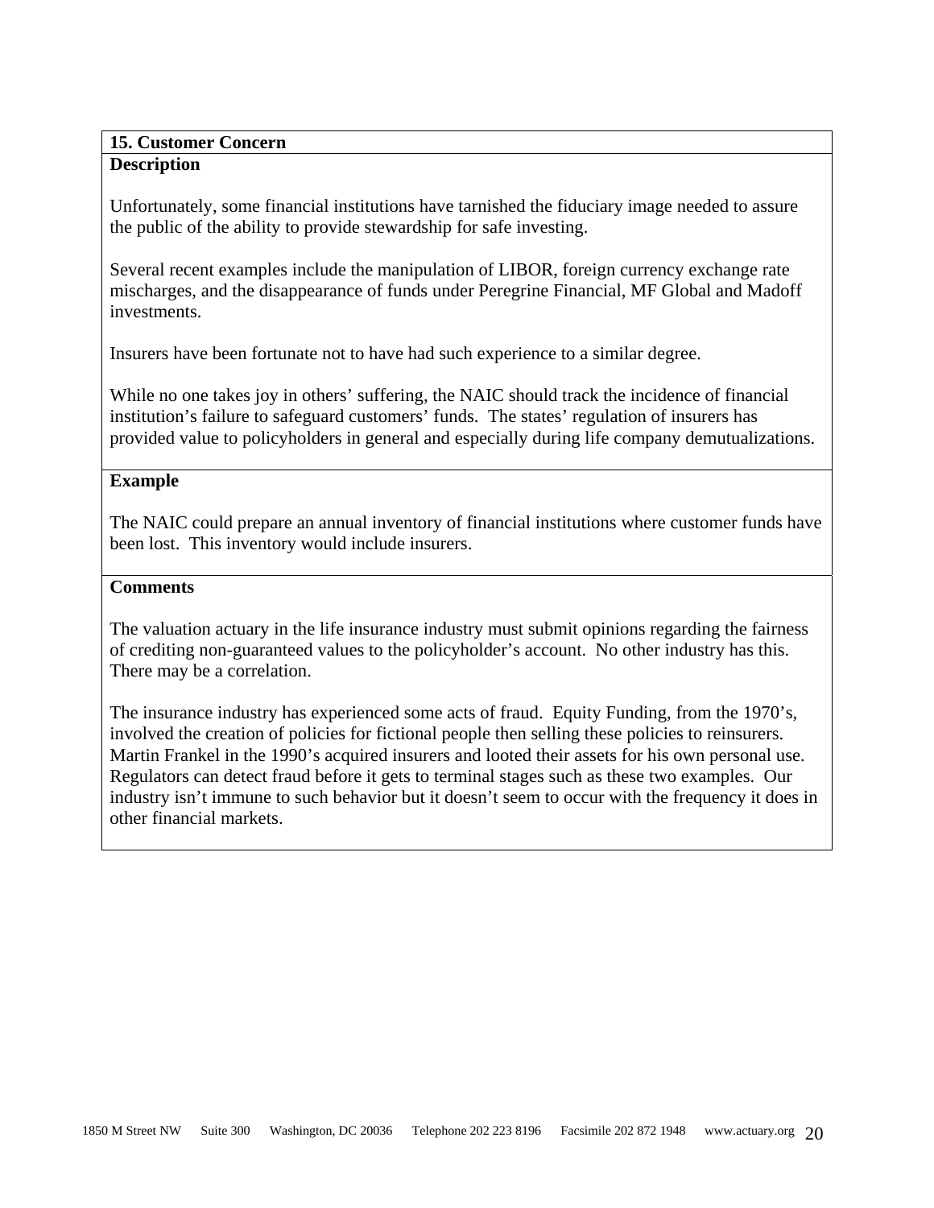### 15. Customer Concern

**Description**

Unfortunately, some financial institutions have tarnished the fiduciary image needed to assure the public of the ability to provide stewardship for safe investing.

Several recent examples include the manipulation of LIBOR, foreign currency exchange rate mischarges, and the disappearance of funds under Peregrine Financial, MF Global and Madoff investments.

Insurers have been fortunate not to have had such experience to a similar degree.

While no one takes joy in others' suffering, the NAIC should track the incidence of financial institution's failure to safeguard customers' funds. The states' regulation of insurers has provided value to policyholders in general and especially during life company demutualizations.

**Example**

The NAIC could prepare an annual inventory of financial institutions where customer funds have been lost. This inventory would include insurers.

**Comments**

The valuation actuary in the life insurance industry must submit opinions regarding the fairness of crediting non-guaranteed values to the policyholder's account. No other industry has this. There may be a correlation.

The insurance industry has experienced some acts of fraud. Equity Funding, from the 1970's, involved the creation of policies for fictional people then selling these policies to reinsurers. Martin Frankel in the 1990's acquired insurers and looted their assets for his own personal use. Regulators can detect fraud before it gets to terminal stages such as these two examples. Our industry isn't immune to such behavior but it doesn't seem to occur with the frequency it does in other financial markets.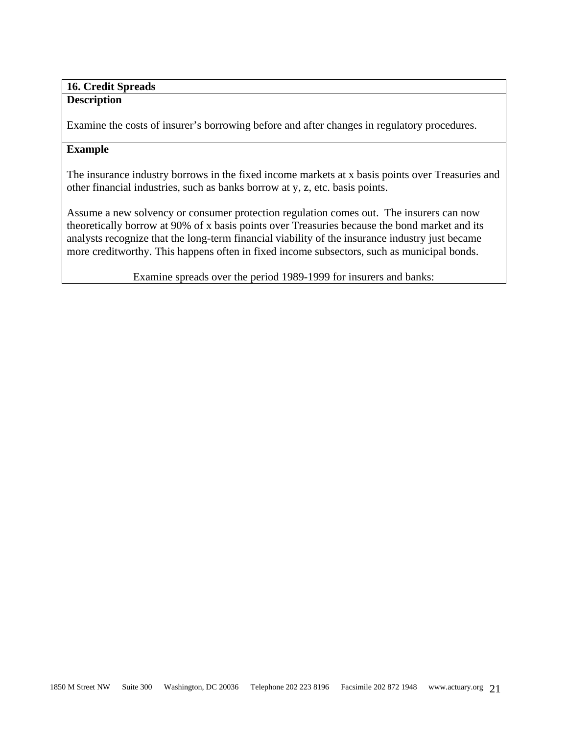### 16. Credit Spreads

**Description**

Examine the costs of insurer's borrowing before and after changes in regulatory procedures.

**Example**

The insurance industry borrows in the fixed income markets at x basis points over Treasuries and other financial industries, such as banks borrow at y, z, etc. basis points.

Assume a new solvency or consumer protection regulation comes out. The insurers can now theoretically borrow at 90% of x basis points over Treasuries because the bond market and its analysts recognize that the long-term financial viability of the insurance industry just became more creditworthy. This happens often in fixed income subsectors, such as municipal bonds.

Examine spreads over the period 1989-1999 for insurers and banks: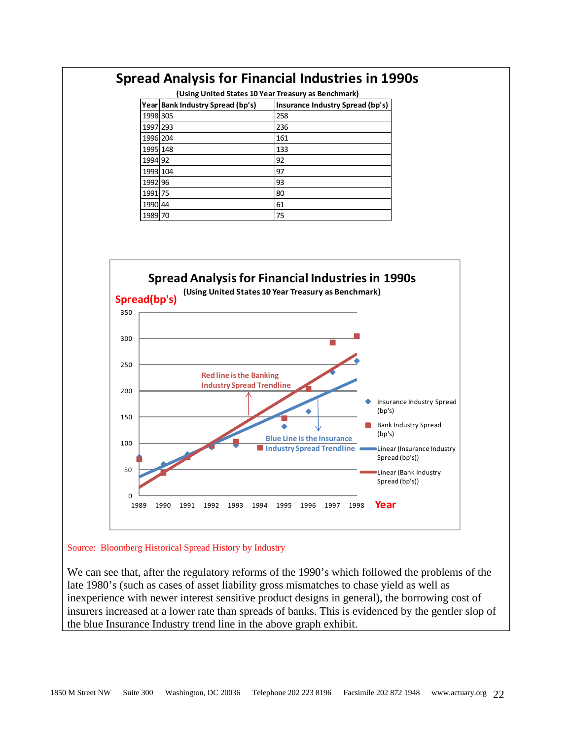## Spread Analysis for Financial Industries in 1990s

(Using United States 10 Year Treasury as Benchmark)

| Year | Bank Industry Spread (bp's) | Insurance Industry Spread (bp's) |
|---|---|---|
| 1998 | 305 | 258 |
| 1997 | 293 | 236 |
| 1996 | 204 | 161 |
| 1995 | 148 | 133 |
| 1994 | 92 | 92 |
| 1993 | 104 | 97 |
| 1992 | 96 | 93 |
| 1991 | 75 | 80 |
| 1990 | 44 | 61 |
| 1989 | 70 | 75 |

Spread Analysis for Financial Industries in 1990s

(Using United States 10 Year Treasury as Benchmark)

Spread(bp's)

350
300
250
200
150
100
50
0

1989 1990 1991 1992 1993 1994 1995 1996 1997 1998

Year

Red line is the Banking Industry Spread Trendline

Blue Line is the Insurance Industry Spread Trendline

Insurance Industry Spread (bp's)

Bank Industry Spread (bp's)

Linear (Insurance Industry Spread (bp's))

Linear (Bank Industry Spread (bp's))

Source: Bloomberg Historical Spread History by Industry

We can see that, after the regulatory reforms of the 1990's which followed the problems of the late 1980's (such as cases of asset liability gross mismatches to chase yield as well as inexperience with newer interest sensitive product designs in general), the borrowing cost of insurers increased at a lower rate than spreads of banks. This is evidenced by the gentler slop of the blue Insurance Industry trend line in the above graph exhibit.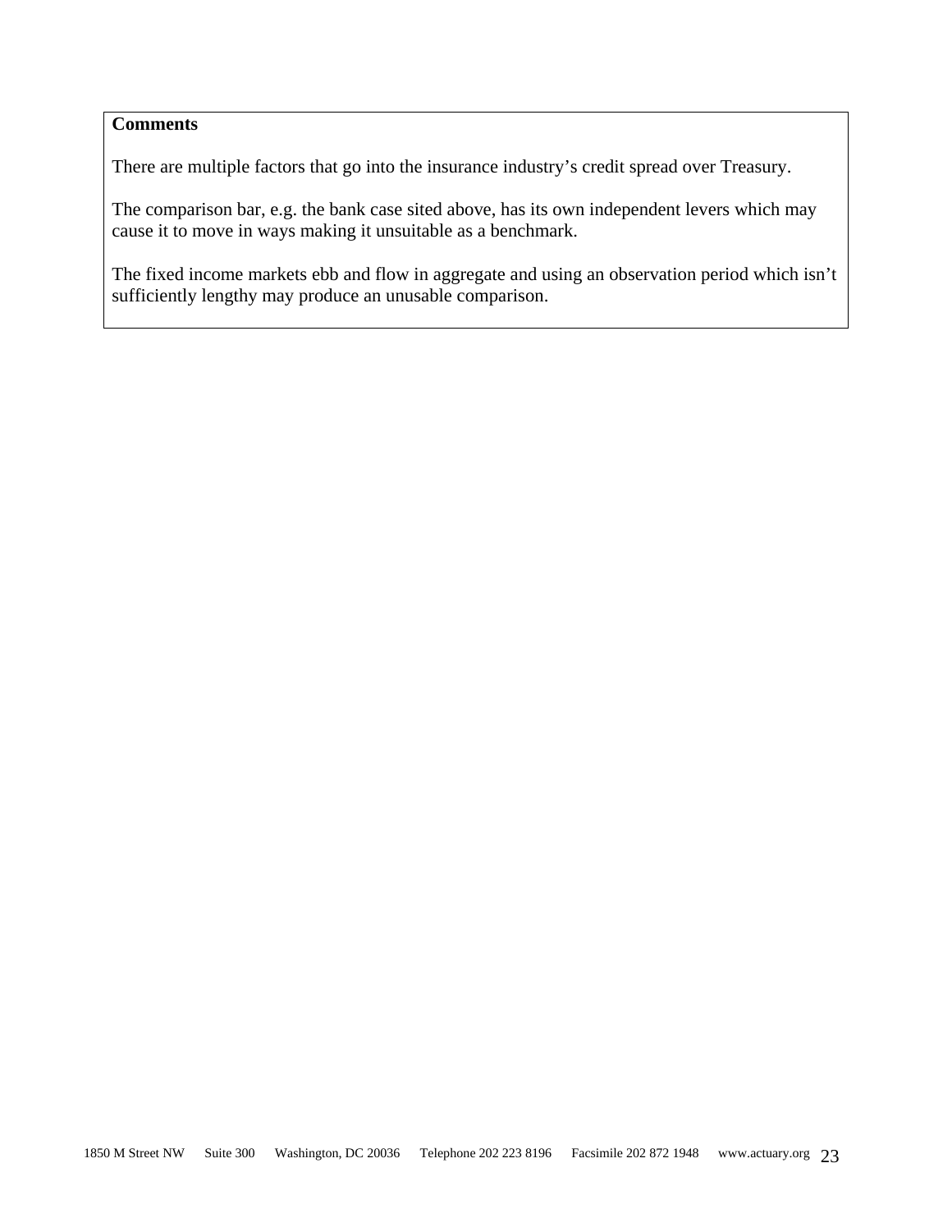**Comments**

There are multiple factors that go into the insurance industry's credit spread over Treasury.

The comparison bar, e.g. the bank case sited above, has its own independent levers which may cause it to move in ways making it unsuitable as a benchmark.

The fixed income markets ebb and flow in aggregate and using an observation period which isn't sufficiently lengthy may produce an unusable comparison.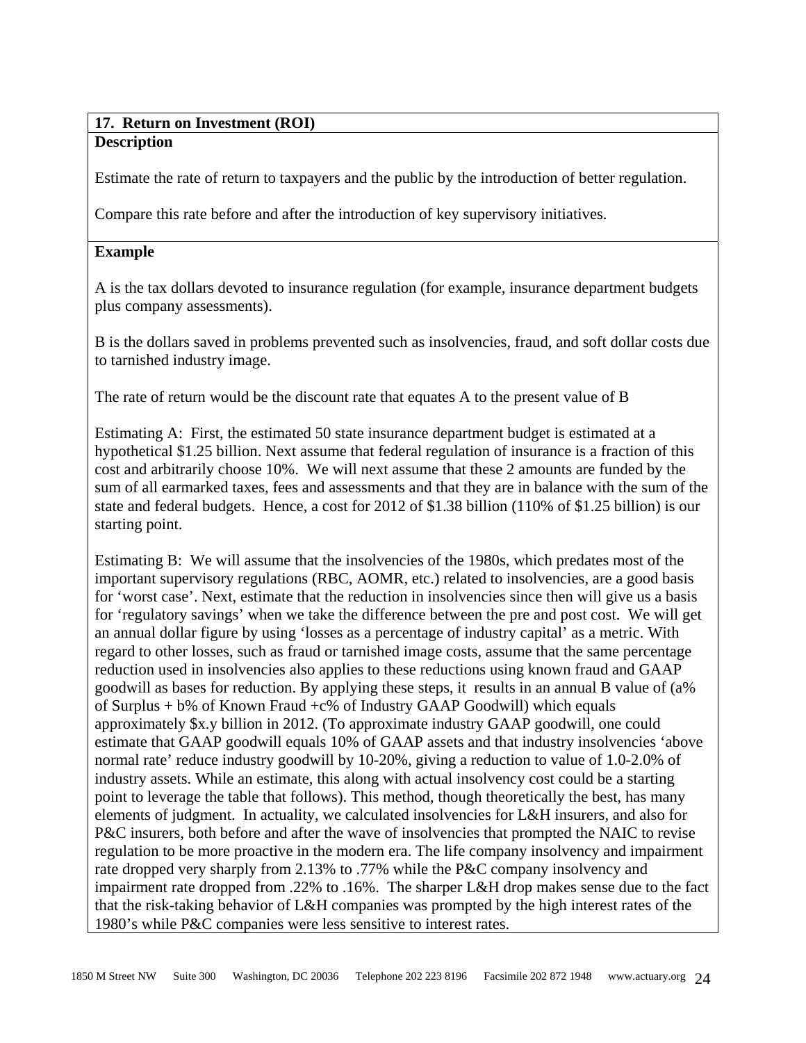## 17. Return on Investment (ROI)

**Description**

Estimate the rate of return to taxpayers and the public by the introduction of better regulation.

Compare this rate before and after the introduction of key supervisory initiatives.

**Example**

A is the tax dollars devoted to insurance regulation (for example, insurance department budgets plus company assessments).

B is the dollars saved in problems prevented such as insolvencies, fraud, and soft dollar costs due to tarnished industry image.

The rate of return would be the discount rate that equates A to the present value of B

Estimating A: First, the estimated 50 state insurance department budget is estimated at a hypothetical $1.25 billion. Next assume that federal regulation of insurance is a fraction of this cost and arbitrarily choose 10%. We will next assume that these 2 amounts are funded by the sum of all earmarked taxes, fees and assessments and that they are in balance with the sum of the state and federal budgets. Hence, a cost for 2012 of $1.38 billion (110% of $1.25 billion) is our starting point.

Estimating B: We will assume that the insolvencies of the 1980s, which predates most of the important supervisory regulations (RBC, AOMR, etc.) related to insolvencies, are a good basis for 'worst case'. Next, estimate that the reduction in insolvencies since then will give us a basis for 'regulatory savings' when we take the difference between the pre and post cost. We will get an annual dollar figure by using 'losses as a percentage of industry capital' as a metric. With regard to other losses, such as fraud or tarnished image costs, assume that the same percentage reduction used in insolvencies also applies to these reductions using known fraud and GAAP goodwill as bases for reduction. By applying these steps, it results in an annual B value of (a% of Surplus + b% of Known Fraud +c% of Industry GAAP Goodwill) which equals approximately $x.y billion in 2012. (To approximate industry GAAP goodwill, one could estimate that GAAP goodwill equals 10% of GAAP assets and that industry insolvencies 'above normal rate' reduce industry goodwill by 10-20%, giving a reduction to value of 1.0-2.0% of industry assets. While an estimate, this along with actual insolvency cost could be a starting point to leverage the table that follows). This method, though theoretically the best, has many elements of judgment. In actuality, we calculated insolvencies for L&H insurers, and also for P&C insurers, both before and after the wave of insolvencies that prompted the NAIC to revise regulation to be more proactive in the modern era. The life company insolvency and impairment rate dropped very sharply from 2.13% to .77% while the P&C company insolvency and impairment rate dropped from .22% to .16%. The sharper L&H drop makes sense due to the fact that the risk-taking behavior of L&H companies was prompted by the high interest rates of the 1980's while P&C companies were less sensitive to interest rates.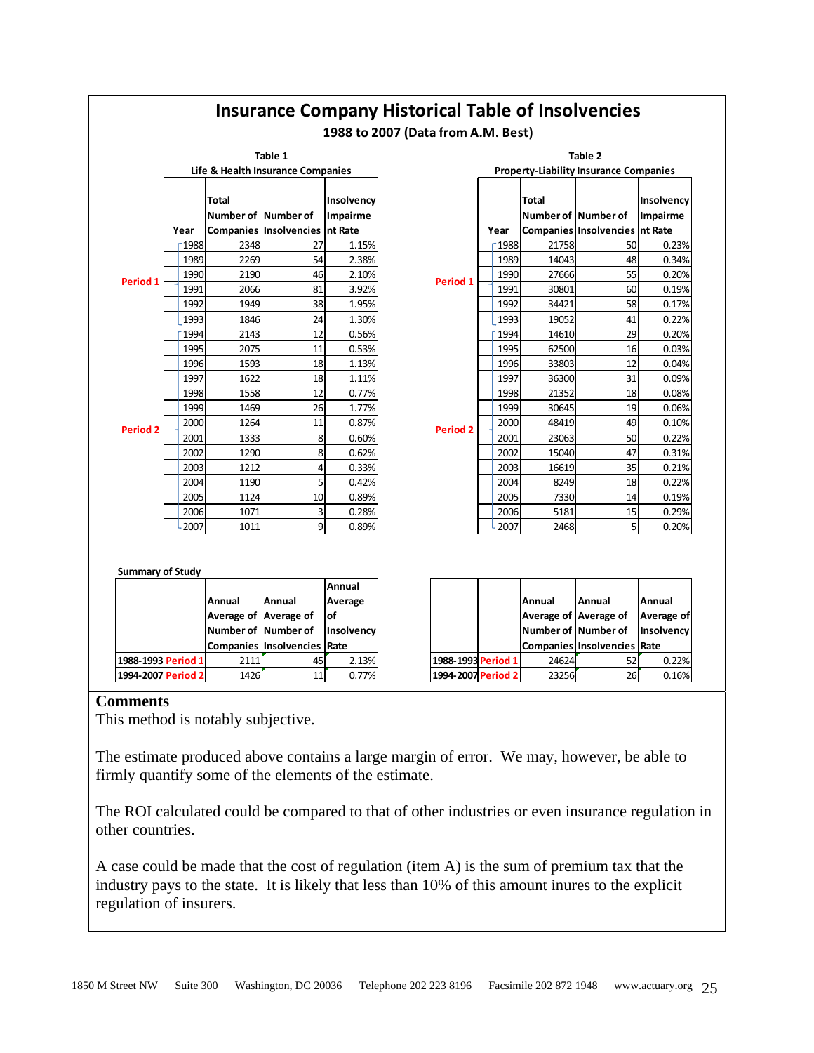# Insurance Company Historical Table of Insolvencies

**1988 to 2007 (Data from A.M. Best)**

**Table 1**

**Life & Health Insurance Companies**

| | Year | Total Number of Companies | Number of Insolvencies | Insolvency Impairment Rate |
|---|---|---|---|---|
| Period 1 | 1988 | 2348 | 27 | 1.15% |
| | 1989 | 2269 | 54 | 2.38% |
| | 1990 | 2190 | 46 | 2.10% |
| | 1991 | 2066 | 81 | 3.92% |
| | 1992 | 1949 | 38 | 1.95% |
| | 1993 | 1846 | 24 | 1.30% |
| Period 2 | 1994 | 2143 | 12 | 0.56% |
| | 1995 | 2075 | 11 | 0.53% |
| | 1996 | 1593 | 18 | 1.13% |
| | 1997 | 1622 | 18 | 1.11% |
| | 1998 | 1558 | 12 | 0.77% |
| | 1999 | 1469 | 26 | 1.77% |
| | 2000 | 1264 | 11 | 0.87% |
| | 2001 | 1333 | 8 | 0.60% |
| | 2002 | 1290 | 8 | 0.62% |
| | 2003 | 1212 | 4 | 0.33% |
| | 2004 | 1190 | 5 | 0.42% |
| | 2005 | 1124 | 10 | 0.89% |
| | 2006 | 1071 | 3 | 0.28% |
| | 2007 | 1011 | 9 | 0.89% |

**Table 2**

**Property-Liability Insurance Companies**

| | Year | Total Number of Companies | Number of Insolvencies | Insolvency Impairment Rate |
|---|---|---|---|---|
| Period 1 | 1988 | 21758 | 50 | 0.23% |
| | 1989 | 14043 | 48 | 0.34% |
| | 1990 | 27666 | 55 | 0.20% |
| | 1991 | 30801 | 60 | 0.19% |
| | 1992 | 34421 | 58 | 0.17% |
| | 1993 | 19052 | 41 | 0.22% |
| Period 2 | 1994 | 14610 | 29 | 0.20% |
| | 1995 | 62500 | 16 | 0.03% |
| | 1996 | 33803 | 12 | 0.04% |
| | 1997 | 36300 | 31 | 0.09% |
| | 1998 | 21352 | 18 | 0.08% |
| | 1999 | 30645 | 19 | 0.06% |
| | 2000 | 48419 | 49 | 0.10% |
| | 2001 | 23063 | 50 | 0.22% |
| | 2002 | 15040 | 47 | 0.31% |
| | 2003 | 16619 | 35 | 0.21% |
| | 2004 | 8249 | 18 | 0.22% |
| | 2005 | 7330 | 14 | 0.19% |
| | 2006 | 5181 | 15 | 0.29% |
| | 2007 | 2468 | 5 | 0.20% |

**Summary of Study**

| | | Annual Average of Number of Companies | Annual Average of Number of Insolvencies | Annual Average of Insolvency Rate |
|---|---|---|---|---|
| 1988-1993 | Period 1 | 2111 | 45 | 2.13% |
| 1994-2007 | Period 2 | 1426 | 11 | 0.77% |

| | | Annual Average of Number of Companies | Annual Average of Number of Insolvencies | Annual Average of Insolvency Rate |
|---|---|---|---|---|
| 1988-1993 | Period 1 | 24624 | 52 | 0.22% |
| 1994-2007 | Period 2 | 23256 | 26 | 0.16% |

## Comments

This method is notably subjective.

The estimate produced above contains a large margin of error. We may, however, be able to firmly quantify some of the elements of the estimate.

The ROI calculated could be compared to that of other industries or even insurance regulation in other countries.

A case could be made that the cost of regulation (item A) is the sum of premium tax that the industry pays to the state. It is likely that less than 10% of this amount inures to the explicit regulation of insurers.